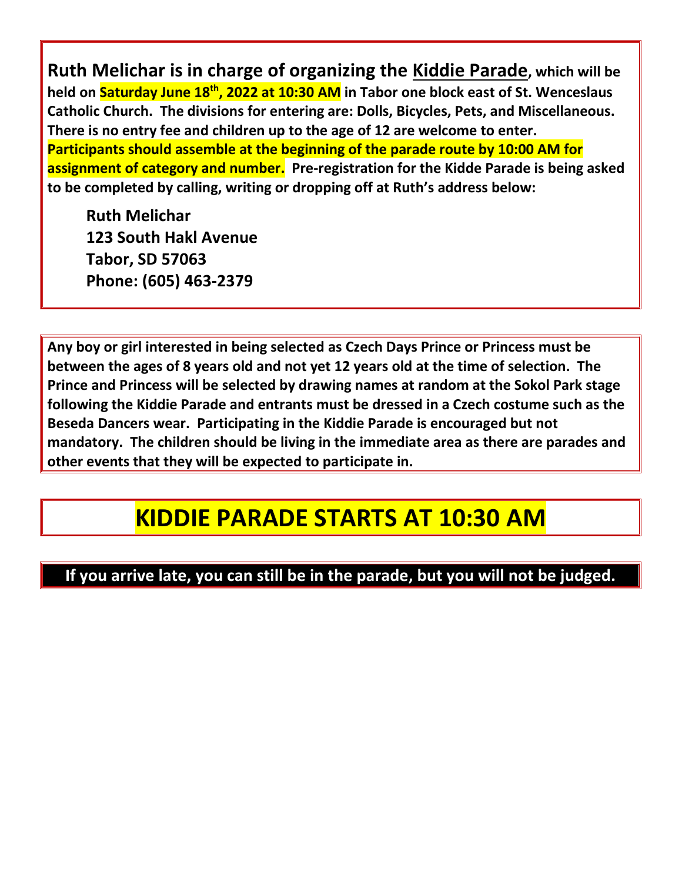**Ruth Melichar is in charge of organizing the Kiddie Parade, which will be held on Saturday June 18th, 2022 at 10:30 AM in Tabor one block east of St. Wenceslaus Catholic Church. The divisions for entering are: Dolls, Bicycles, Pets, and Miscellaneous. There is no entry fee and children up to the age of 12 are welcome to enter. Participants should assemble at the beginning of the parade route by 10:00 AM for assignment of category and number. Pre-registration for the Kidde Parade is being asked to be completed by calling, writing or dropping off at Ruth's address below:**

**Ruth Melichar**
**123 South Hakl Avenue**
**Tabor, SD 57063**
**Phone: (605) 463-2379**

**Any boy or girl interested in being selected as Czech Days Prince or Princess must be between the ages of 8 years old and not yet 12 years old at the time of selection. The Prince and Princess will be selected by drawing names at random at the Sokol Park stage following the Kiddie Parade and entrants must be dressed in a Czech costume such as the Beseda Dancers wear. Participating in the Kiddie Parade is encouraged but not mandatory. The children should be living in the immediate area as there are parades and other events that they will be expected to participate in.**

# KIDDIE PARADE STARTS AT 10:30 AM

**If you arrive late, you can still be in the parade, but you will not be judged.**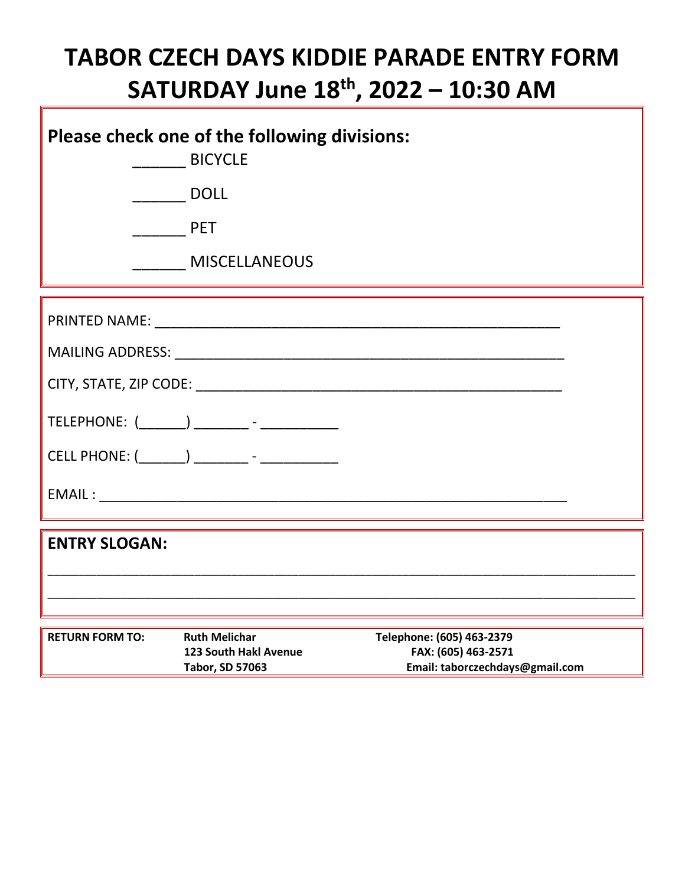# TABOR CZECH DAYS KIDDIE PARADE ENTRY FORM
# SATURDAY June 18th, 2022 – 10:30 AM

**Please check one of the following divisions:**

______ BICYCLE

______ DOLL

______ PET

______ MISCELLANEOUS

PRINTED NAME: ____________________________________________________

MAILING ADDRESS: _________________________________________________

CITY, STATE, ZIP CODE: _____________________________________________

TELEPHONE: (______) _______ - __________

CELL PHONE: (______) _______ - __________

EMAIL : _____________________________________________________________

**ENTRY SLOGAN:**

_____________________________________________________________________________

_____________________________________________________________________________

| | | |
|---|---|---|
| **RETURN FORM TO:** | **Ruth Melichar** | **Telephone: (605) 463-2379** |
| | **123 South Hakl Avenue** | **FAX: (605) 463-2571** |
| | **Tabor, SD 57063** | **Email: taborczechdays@gmail.com** |